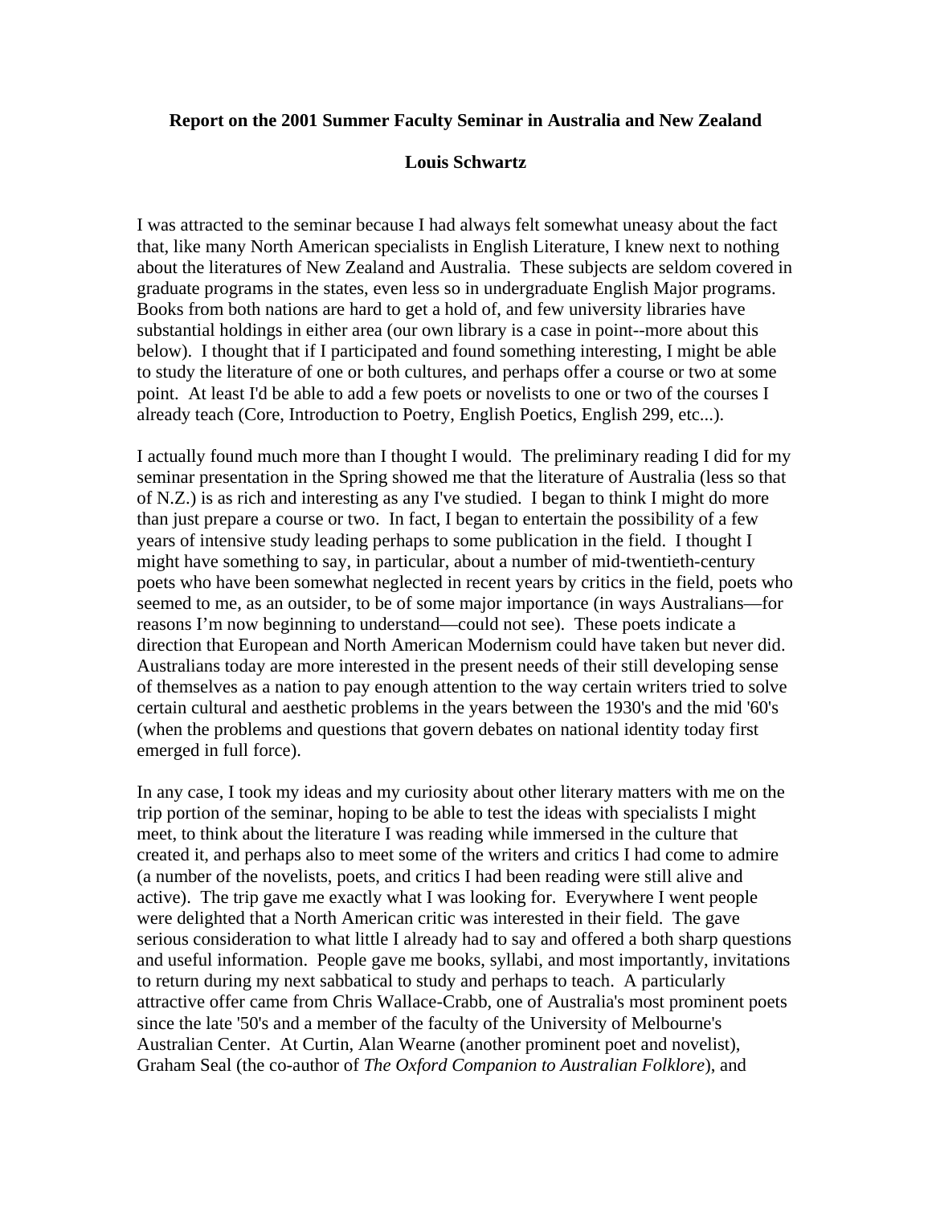**Report on the 2001 Summer Faculty Seminar in Australia and New Zealand**

**Louis Schwartz**

I was attracted to the seminar because I had always felt somewhat uneasy about the fact that, like many North American specialists in English Literature, I knew next to nothing about the literatures of New Zealand and Australia. These subjects are seldom covered in graduate programs in the states, even less so in undergraduate English Major programs. Books from both nations are hard to get a hold of, and few university libraries have substantial holdings in either area (our own library is a case in point--more about this below). I thought that if I participated and found something interesting, I might be able to study the literature of one or both cultures, and perhaps offer a course or two at some point. At least I'd be able to add a few poets or novelists to one or two of the courses I already teach (Core, Introduction to Poetry, English Poetics, English 299, etc...).

I actually found much more than I thought I would. The preliminary reading I did for my seminar presentation in the Spring showed me that the literature of Australia (less so that of N.Z.) is as rich and interesting as any I've studied. I began to think I might do more than just prepare a course or two. In fact, I began to entertain the possibility of a few years of intensive study leading perhaps to some publication in the field. I thought I might have something to say, in particular, about a number of mid-twentieth-century poets who have been somewhat neglected in recent years by critics in the field, poets who seemed to me, as an outsider, to be of some major importance (in ways Australians—for reasons I'm now beginning to understand—could not see). These poets indicate a direction that European and North American Modernism could have taken but never did. Australians today are more interested in the present needs of their still developing sense of themselves as a nation to pay enough attention to the way certain writers tried to solve certain cultural and aesthetic problems in the years between the 1930's and the mid '60's (when the problems and questions that govern debates on national identity today first emerged in full force).

In any case, I took my ideas and my curiosity about other literary matters with me on the trip portion of the seminar, hoping to be able to test the ideas with specialists I might meet, to think about the literature I was reading while immersed in the culture that created it, and perhaps also to meet some of the writers and critics I had come to admire (a number of the novelists, poets, and critics I had been reading were still alive and active). The trip gave me exactly what I was looking for. Everywhere I went people were delighted that a North American critic was interested in their field. The gave serious consideration to what little I already had to say and offered a both sharp questions and useful information. People gave me books, syllabi, and most importantly, invitations to return during my next sabbatical to study and perhaps to teach. A particularly attractive offer came from Chris Wallace-Crabb, one of Australia's most prominent poets since the late '50's and a member of the faculty of the University of Melbourne's Australian Center. At Curtin, Alan Wearne (another prominent poet and novelist), Graham Seal (the co-author of *The Oxford Companion to Australian Folklore*), and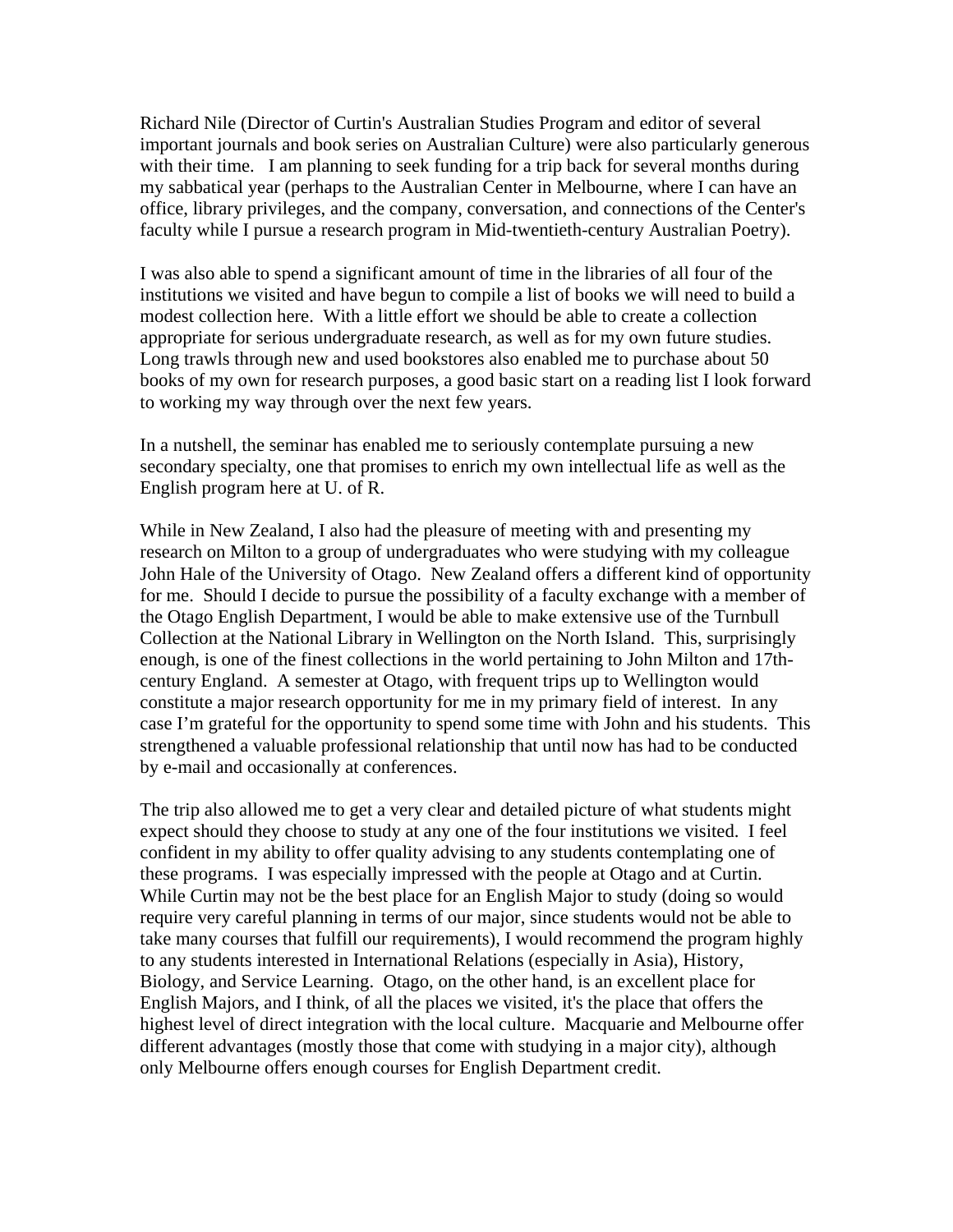Richard Nile (Director of Curtin's Australian Studies Program and editor of several important journals and book series on Australian Culture) were also particularly generous with their time. I am planning to seek funding for a trip back for several months during my sabbatical year (perhaps to the Australian Center in Melbourne, where I can have an office, library privileges, and the company, conversation, and connections of the Center's faculty while I pursue a research program in Mid-twentieth-century Australian Poetry).

I was also able to spend a significant amount of time in the libraries of all four of the institutions we visited and have begun to compile a list of books we will need to build a modest collection here. With a little effort we should be able to create a collection appropriate for serious undergraduate research, as well as for my own future studies. Long trawls through new and used bookstores also enabled me to purchase about 50 books of my own for research purposes, a good basic start on a reading list I look forward to working my way through over the next few years.

In a nutshell, the seminar has enabled me to seriously contemplate pursuing a new secondary specialty, one that promises to enrich my own intellectual life as well as the English program here at U. of R.

While in New Zealand, I also had the pleasure of meeting with and presenting my research on Milton to a group of undergraduates who were studying with my colleague John Hale of the University of Otago. New Zealand offers a different kind of opportunity for me. Should I decide to pursue the possibility of a faculty exchange with a member of the Otago English Department, I would be able to make extensive use of the Turnbull Collection at the National Library in Wellington on the North Island. This, surprisingly enough, is one of the finest collections in the world pertaining to John Milton and 17th-century England. A semester at Otago, with frequent trips up to Wellington would constitute a major research opportunity for me in my primary field of interest. In any case I'm grateful for the opportunity to spend some time with John and his students. This strengthened a valuable professional relationship that until now has had to be conducted by e-mail and occasionally at conferences.

The trip also allowed me to get a very clear and detailed picture of what students might expect should they choose to study at any one of the four institutions we visited. I feel confident in my ability to offer quality advising to any students contemplating one of these programs. I was especially impressed with the people at Otago and at Curtin. While Curtin may not be the best place for an English Major to study (doing so would require very careful planning in terms of our major, since students would not be able to take many courses that fulfill our requirements), I would recommend the program highly to any students interested in International Relations (especially in Asia), History, Biology, and Service Learning. Otago, on the other hand, is an excellent place for English Majors, and I think, of all the places we visited, it's the place that offers the highest level of direct integration with the local culture. Macquarie and Melbourne offer different advantages (mostly those that come with studying in a major city), although only Melbourne offers enough courses for English Department credit.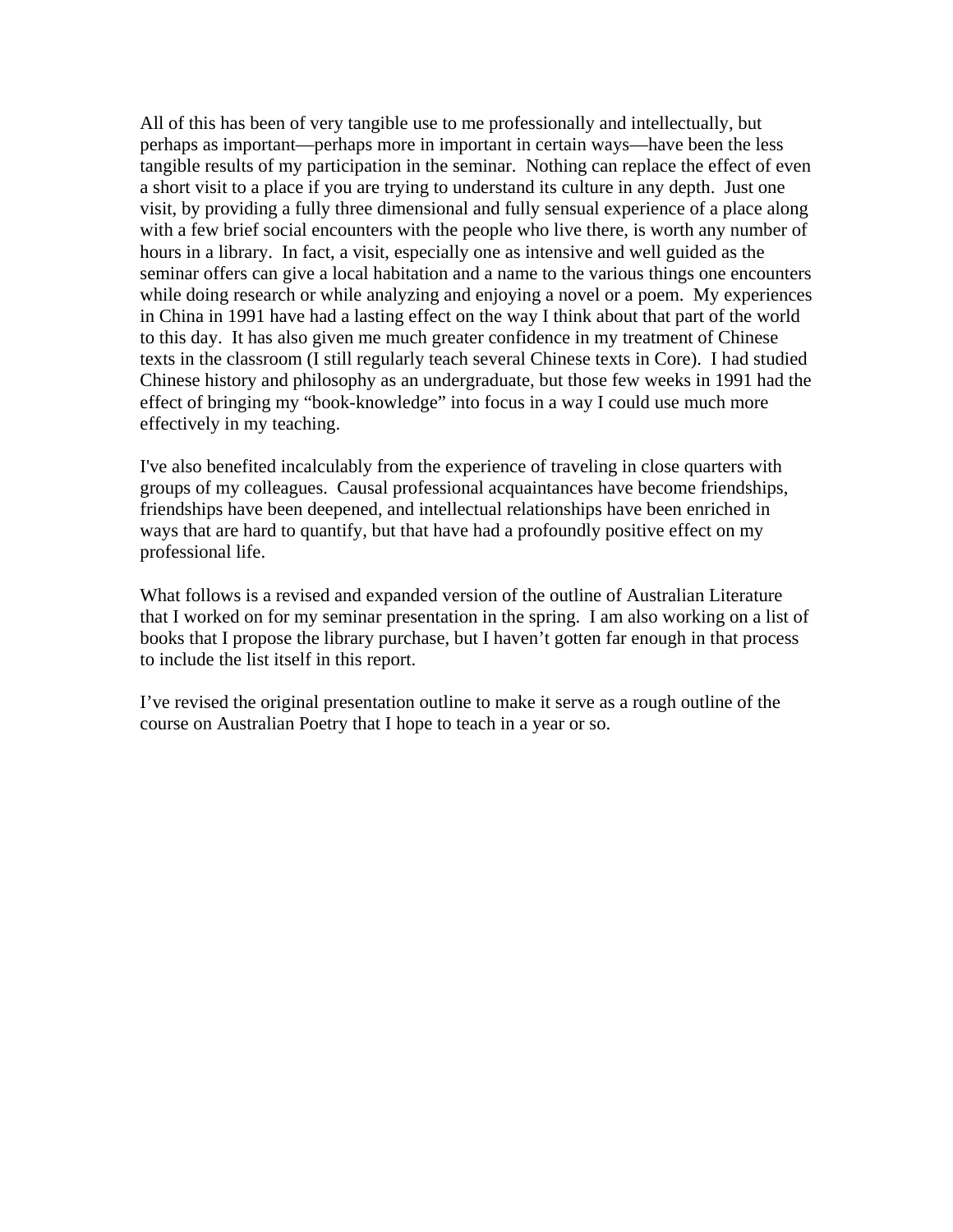All of this has been of very tangible use to me professionally and intellectually, but perhaps as important—perhaps more in important in certain ways—have been the less tangible results of my participation in the seminar. Nothing can replace the effect of even a short visit to a place if you are trying to understand its culture in any depth. Just one visit, by providing a fully three dimensional and fully sensual experience of a place along with a few brief social encounters with the people who live there, is worth any number of hours in a library. In fact, a visit, especially one as intensive and well guided as the seminar offers can give a local habitation and a name to the various things one encounters while doing research or while analyzing and enjoying a novel or a poem. My experiences in China in 1991 have had a lasting effect on the way I think about that part of the world to this day. It has also given me much greater confidence in my treatment of Chinese texts in the classroom (I still regularly teach several Chinese texts in Core). I had studied Chinese history and philosophy as an undergraduate, but those few weeks in 1991 had the effect of bringing my "book-knowledge" into focus in a way I could use much more effectively in my teaching.

I've also benefited incalculably from the experience of traveling in close quarters with groups of my colleagues. Causal professional acquaintances have become friendships, friendships have been deepened, and intellectual relationships have been enriched in ways that are hard to quantify, but that have had a profoundly positive effect on my professional life.

What follows is a revised and expanded version of the outline of Australian Literature that I worked on for my seminar presentation in the spring. I am also working on a list of books that I propose the library purchase, but I haven't gotten far enough in that process to include the list itself in this report.

I've revised the original presentation outline to make it serve as a rough outline of the course on Australian Poetry that I hope to teach in a year or so.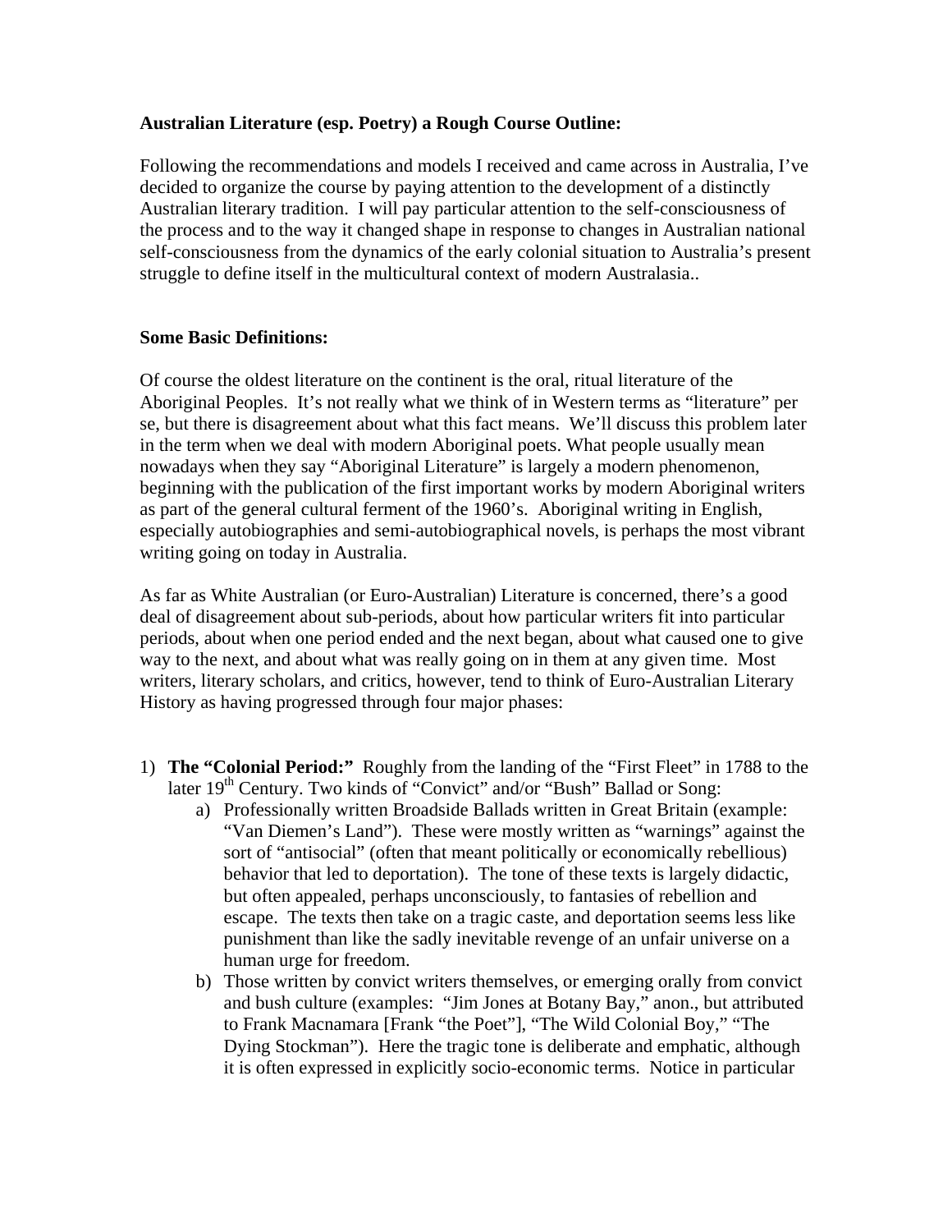**Australian Literature (esp. Poetry) a Rough Course Outline:**

Following the recommendations and models I received and came across in Australia, I've decided to organize the course by paying attention to the development of a distinctly Australian literary tradition. I will pay particular attention to the self-consciousness of the process and to the way it changed shape in response to changes in Australian national self-consciousness from the dynamics of the early colonial situation to Australia's present struggle to define itself in the multicultural context of modern Australasia..

**Some Basic Definitions:**

Of course the oldest literature on the continent is the oral, ritual literature of the Aboriginal Peoples. It's not really what we think of in Western terms as "literature" per se, but there is disagreement about what this fact means. We'll discuss this problem later in the term when we deal with modern Aboriginal poets. What people usually mean nowadays when they say "Aboriginal Literature" is largely a modern phenomenon, beginning with the publication of the first important works by modern Aboriginal writers as part of the general cultural ferment of the 1960's. Aboriginal writing in English, especially autobiographies and semi-autobiographical novels, is perhaps the most vibrant writing going on today in Australia.

As far as White Australian (or Euro-Australian) Literature is concerned, there's a good deal of disagreement about sub-periods, about how particular writers fit into particular periods, about when one period ended and the next began, about what caused one to give way to the next, and about what was really going on in them at any given time. Most writers, literary scholars, and critics, however, tend to think of Euro-Australian Literary History as having progressed through four major phases:

1) **The "Colonial Period:"** Roughly from the landing of the "First Fleet" in 1788 to the later 19th Century. Two kinds of "Convict" and/or "Bush" Ballad or Song:
   a) Professionally written Broadside Ballads written in Great Britain (example: "Van Diemen's Land"). These were mostly written as "warnings" against the sort of "antisocial" (often that meant politically or economically rebellious) behavior that led to deportation). The tone of these texts is largely didactic, but often appealed, perhaps unconsciously, to fantasies of rebellion and escape. The texts then take on a tragic caste, and deportation seems less like punishment than like the sadly inevitable revenge of an unfair universe on a human urge for freedom.
   b) Those written by convict writers themselves, or emerging orally from convict and bush culture (examples: "Jim Jones at Botany Bay," anon., but attributed to Frank Macnamara [Frank "the Poet"], "The Wild Colonial Boy," "The Dying Stockman"). Here the tragic tone is deliberate and emphatic, although it is often expressed in explicitly socio-economic terms. Notice in particular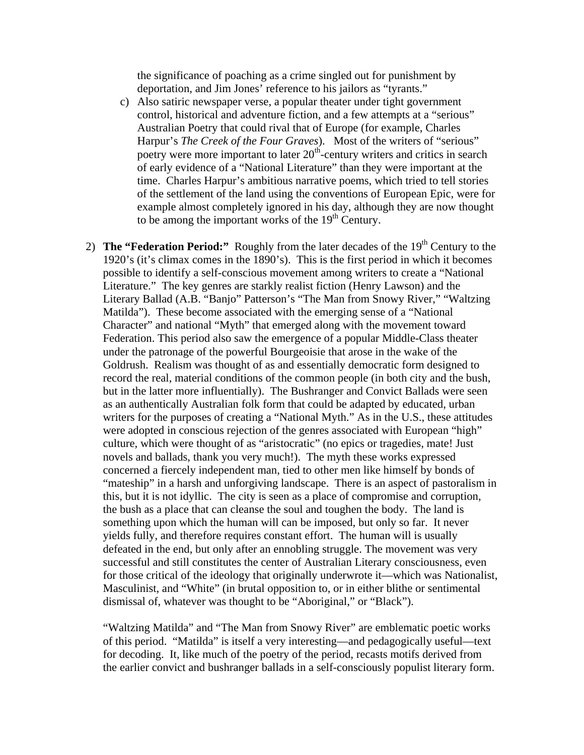the significance of poaching as a crime singled out for punishment by deportation, and Jim Jones' reference to his jailors as "tyrants."

c) Also satiric newspaper verse, a popular theater under tight government control, historical and adventure fiction, and a few attempts at a "serious" Australian Poetry that could rival that of Europe (for example, Charles Harpur's *The Creek of the Four Graves*). Most of the writers of "serious" poetry were more important to later 20th-century writers and critics in search of early evidence of a "National Literature" than they were important at the time. Charles Harpur's ambitious narrative poems, which tried to tell stories of the settlement of the land using the conventions of European Epic, were for example almost completely ignored in his day, although they are now thought to be among the important works of the 19th Century.

2) **The "Federation Period:"** Roughly from the later decades of the 19th Century to the 1920's (it's climax comes in the 1890's). This is the first period in which it becomes possible to identify a self-conscious movement among writers to create a "National Literature." The key genres are starkly realist fiction (Henry Lawson) and the Literary Ballad (A.B. "Banjo" Patterson's "The Man from Snowy River," "Waltzing Matilda"). These become associated with the emerging sense of a "National Character" and national "Myth" that emerged along with the movement toward Federation. This period also saw the emergence of a popular Middle-Class theater under the patronage of the powerful Bourgeoisie that arose in the wake of the Goldrush. Realism was thought of as and essentially democratic form designed to record the real, material conditions of the common people (in both city and the bush, but in the latter more influentially). The Bushranger and Convict Ballads were seen as an authentically Australian folk form that could be adapted by educated, urban writers for the purposes of creating a "National Myth." As in the U.S., these attitudes were adopted in conscious rejection of the genres associated with European "high" culture, which were thought of as "aristocratic" (no epics or tragedies, mate! Just novels and ballads, thank you very much!). The myth these works expressed concerned a fiercely independent man, tied to other men like himself by bonds of "mateship" in a harsh and unforgiving landscape. There is an aspect of pastoralism in this, but it is not idyllic. The city is seen as a place of compromise and corruption, the bush as a place that can cleanse the soul and toughen the body. The land is something upon which the human will can be imposed, but only so far. It never yields fully, and therefore requires constant effort. The human will is usually defeated in the end, but only after an ennobling struggle. The movement was very successful and still constitutes the center of Australian Literary consciousness, even for those critical of the ideology that originally underwrote it—which was Nationalist, Masculinist, and "White" (in brutal opposition to, or in either blithe or sentimental dismissal of, whatever was thought to be "Aboriginal," or "Black").

   "Waltzing Matilda" and "The Man from Snowy River" are emblematic poetic works of this period. "Matilda" is itself a very interesting—and pedagogically useful—text for decoding. It, like much of the poetry of the period, recasts motifs derived from the earlier convict and bushranger ballads in a self-consciously populist literary form.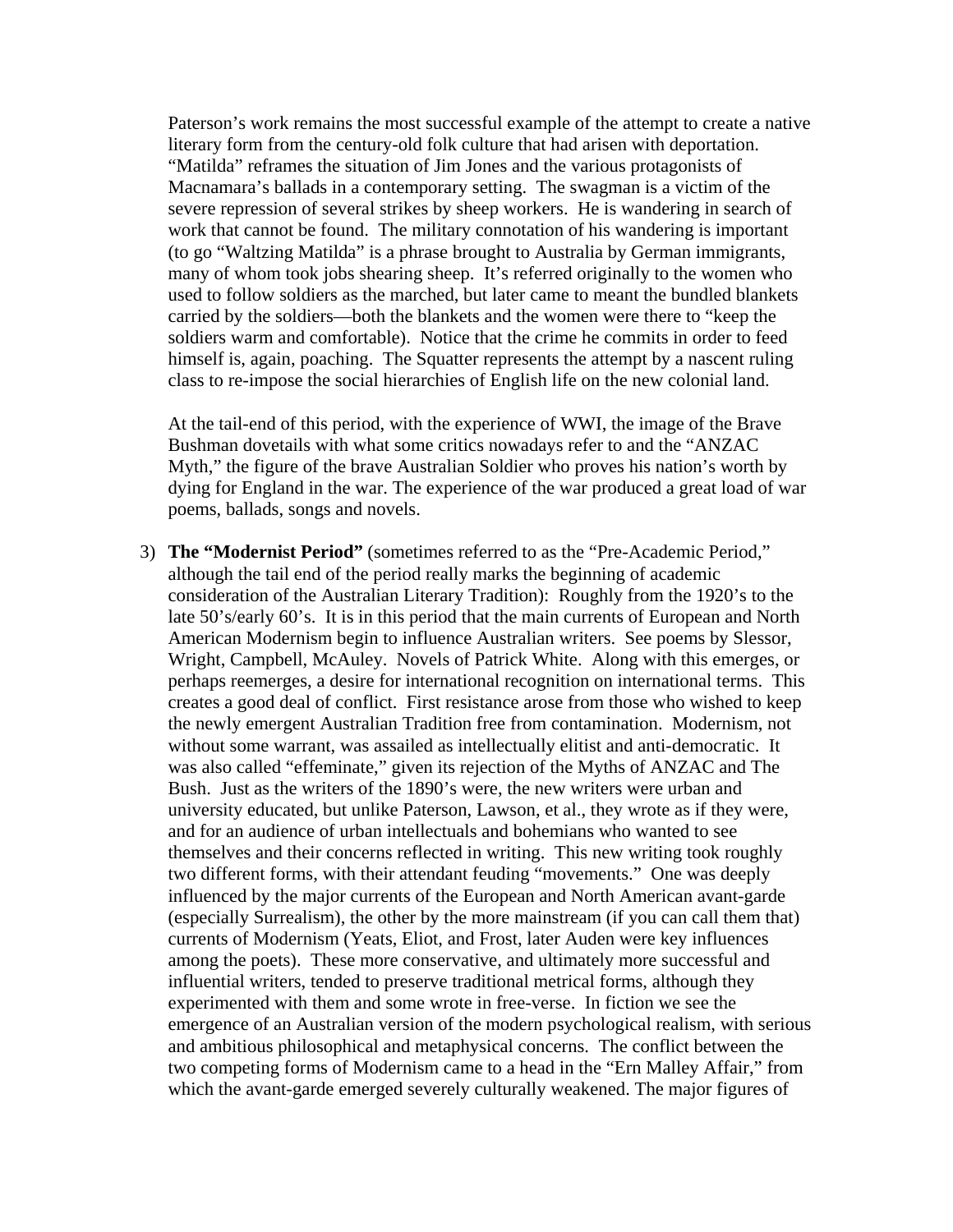Paterson's work remains the most successful example of the attempt to create a native literary form from the century-old folk culture that had arisen with deportation. "Matilda" reframes the situation of Jim Jones and the various protagonists of Macnamara's ballads in a contemporary setting. The swagman is a victim of the severe repression of several strikes by sheep workers. He is wandering in search of work that cannot be found. The military connotation of his wandering is important (to go "Waltzing Matilda" is a phrase brought to Australia by German immigrants, many of whom took jobs shearing sheep. It's referred originally to the women who used to follow soldiers as the marched, but later came to meant the bundled blankets carried by the soldiers—both the blankets and the women were there to "keep the soldiers warm and comfortable). Notice that the crime he commits in order to feed himself is, again, poaching. The Squatter represents the attempt by a nascent ruling class to re-impose the social hierarchies of English life on the new colonial land.

At the tail-end of this period, with the experience of WWI, the image of the Brave Bushman dovetails with what some critics nowadays refer to and the "ANZAC Myth," the figure of the brave Australian Soldier who proves his nation's worth by dying for England in the war. The experience of the war produced a great load of war poems, ballads, songs and novels.

3) **The "Modernist Period"** (sometimes referred to as the "Pre-Academic Period," although the tail end of the period really marks the beginning of academic consideration of the Australian Literary Tradition): Roughly from the 1920's to the late 50's/early 60's. It is in this period that the main currents of European and North American Modernism begin to influence Australian writers. See poems by Slessor, Wright, Campbell, McAuley. Novels of Patrick White. Along with this emerges, or perhaps reemerges, a desire for international recognition on international terms. This creates a good deal of conflict. First resistance arose from those who wished to keep the newly emergent Australian Tradition free from contamination. Modernism, not without some warrant, was assailed as intellectually elitist and anti-democratic. It was also called "effeminate," given its rejection of the Myths of ANZAC and The Bush. Just as the writers of the 1890's were, the new writers were urban and university educated, but unlike Paterson, Lawson, et al., they wrote as if they were, and for an audience of urban intellectuals and bohemians who wanted to see themselves and their concerns reflected in writing. This new writing took roughly two different forms, with their attendant feuding "movements." One was deeply influenced by the major currents of the European and North American avant-garde (especially Surrealism), the other by the more mainstream (if you can call them that) currents of Modernism (Yeats, Eliot, and Frost, later Auden were key influences among the poets). These more conservative, and ultimately more successful and influential writers, tended to preserve traditional metrical forms, although they experimented with them and some wrote in free-verse. In fiction we see the emergence of an Australian version of the modern psychological realism, with serious and ambitious philosophical and metaphysical concerns. The conflict between the two competing forms of Modernism came to a head in the "Ern Malley Affair," from which the avant-garde emerged severely culturally weakened. The major figures of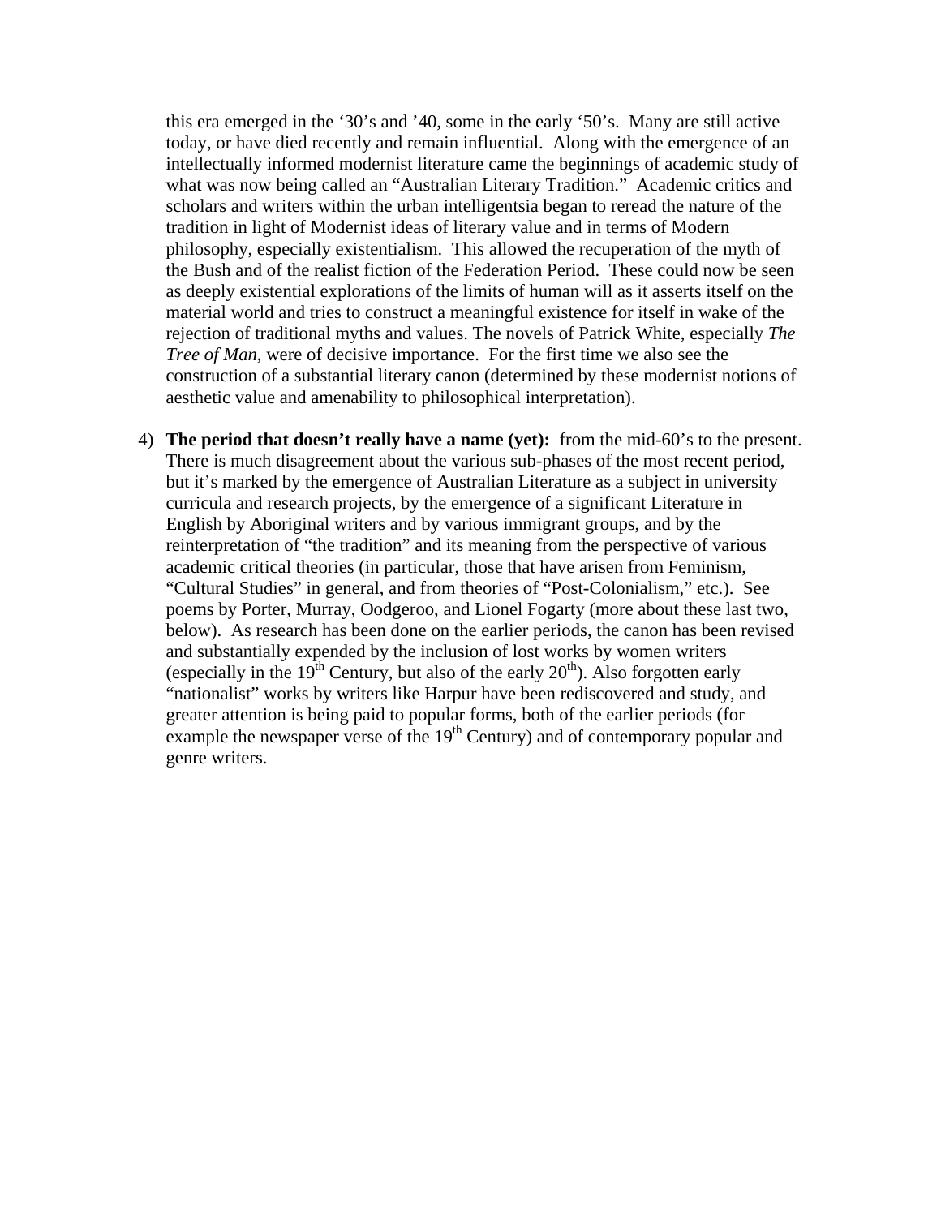this era emerged in the '30's and '40, some in the early '50's. Many are still active today, or have died recently and remain influential. Along with the emergence of an intellectually informed modernist literature came the beginnings of academic study of what was now being called an "Australian Literary Tradition." Academic critics and scholars and writers within the urban intelligentsia began to reread the nature of the tradition in light of Modernist ideas of literary value and in terms of Modern philosophy, especially existentialism. This allowed the recuperation of the myth of the Bush and of the realist fiction of the Federation Period. These could now be seen as deeply existential explorations of the limits of human will as it asserts itself on the material world and tries to construct a meaningful existence for itself in wake of the rejection of traditional myths and values. The novels of Patrick White, especially *The Tree of Man*, were of decisive importance. For the first time we also see the construction of a substantial literary canon (determined by these modernist notions of aesthetic value and amenability to philosophical interpretation).

4) **The period that doesn't really have a name (yet):** from the mid-60's to the present. There is much disagreement about the various sub-phases of the most recent period, but it's marked by the emergence of Australian Literature as a subject in university curricula and research projects, by the emergence of a significant Literature in English by Aboriginal writers and by various immigrant groups, and by the reinterpretation of "the tradition" and its meaning from the perspective of various academic critical theories (in particular, those that have arisen from Feminism, "Cultural Studies" in general, and from theories of "Post-Colonialism," etc.). See poems by Porter, Murray, Oodgeroo, and Lionel Fogarty (more about these last two, below). As research has been done on the earlier periods, the canon has been revised and substantially expended by the inclusion of lost works by women writers (especially in the 19th Century, but also of the early 20th). Also forgotten early "nationalist" works by writers like Harpur have been rediscovered and study, and greater attention is being paid to popular forms, both of the earlier periods (for example the newspaper verse of the 19th Century) and of contemporary popular and genre writers.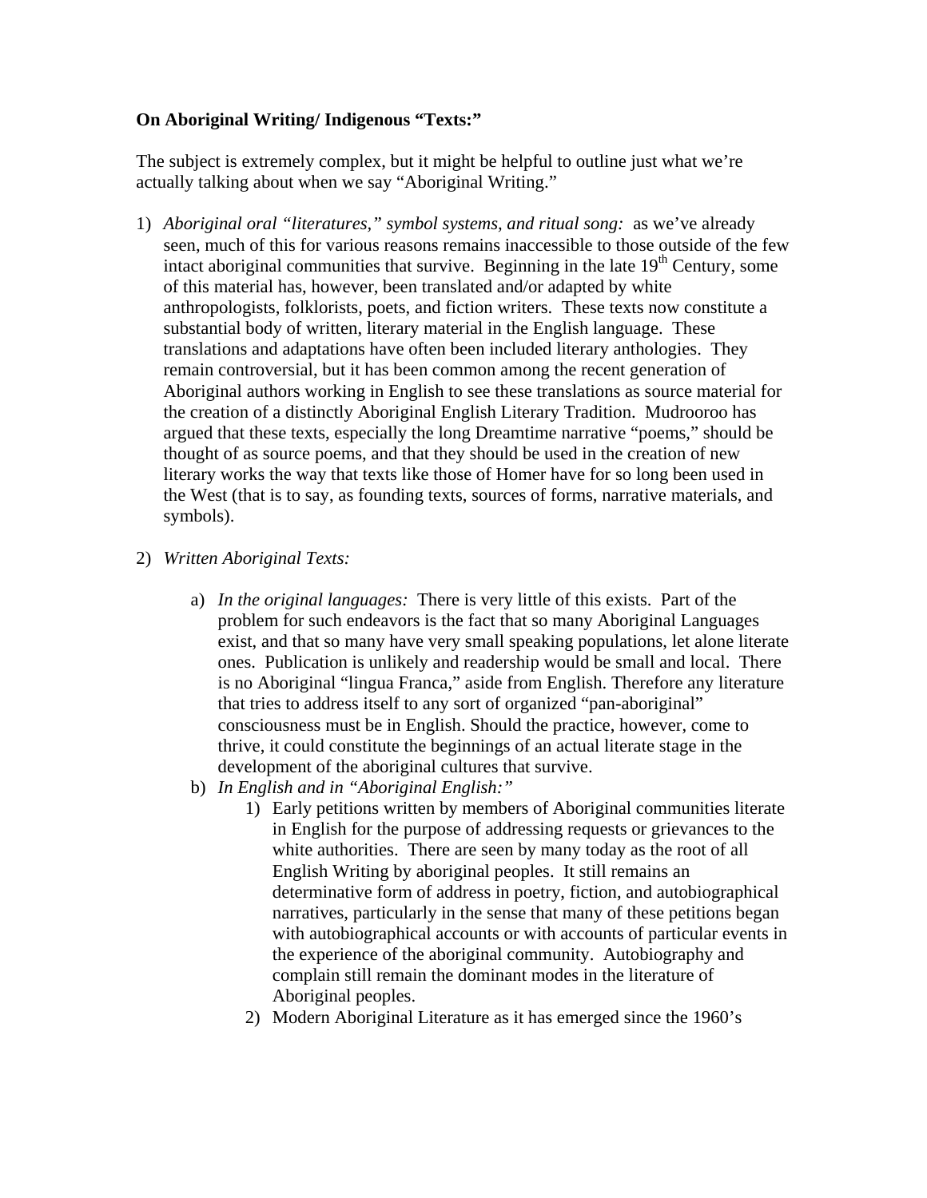**On Aboriginal Writing/ Indigenous "Texts:"**

The subject is extremely complex, but it might be helpful to outline just what we're actually talking about when we say "Aboriginal Writing."

1) *Aboriginal oral "literatures," symbol systems, and ritual song:* as we've already seen, much of this for various reasons remains inaccessible to those outside of the few intact aboriginal communities that survive. Beginning in the late 19th Century, some of this material has, however, been translated and/or adapted by white anthropologists, folklorists, poets, and fiction writers. These texts now constitute a substantial body of written, literary material in the English language. These translations and adaptations have often been included literary anthologies. They remain controversial, but it has been common among the recent generation of Aboriginal authors working in English to see these translations as source material for the creation of a distinctly Aboriginal English Literary Tradition. Mudrooroo has argued that these texts, especially the long Dreamtime narrative "poems," should be thought of as source poems, and that they should be used in the creation of new literary works the way that texts like those of Homer have for so long been used in the West (that is to say, as founding texts, sources of forms, narrative materials, and symbols).

2) *Written Aboriginal Texts:*

   a) *In the original languages:* There is very little of this exists. Part of the problem for such endeavors is the fact that so many Aboriginal Languages exist, and that so many have very small speaking populations, let alone literate ones. Publication is unlikely and readership would be small and local. There is no Aboriginal "lingua Franca," aside from English. Therefore any literature that tries to address itself to any sort of organized "pan-aboriginal" consciousness must be in English. Should the practice, however, come to thrive, it could constitute the beginnings of an actual literate stage in the development of the aboriginal cultures that survive.

   b) *In English and in "Aboriginal English:"*

      1) Early petitions written by members of Aboriginal communities literate in English for the purpose of addressing requests or grievances to the white authorities. There are seen by many today as the root of all English Writing by aboriginal peoples. It still remains an determinative form of address in poetry, fiction, and autobiographical narratives, particularly in the sense that many of these petitions began with autobiographical accounts or with accounts of particular events in the experience of the aboriginal community. Autobiography and complain still remain the dominant modes in the literature of Aboriginal peoples.

      2) Modern Aboriginal Literature as it has emerged since the 1960's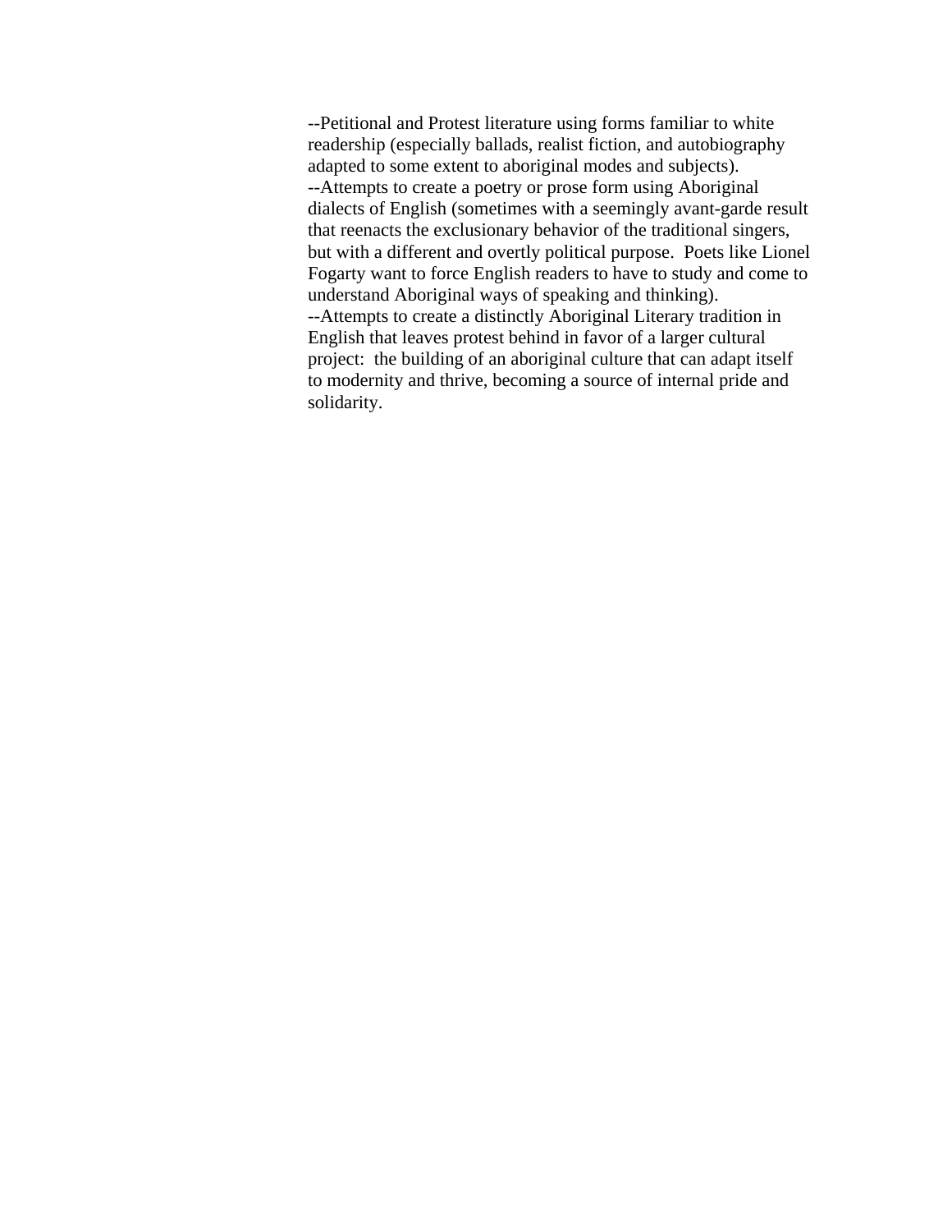--Petitional and Protest literature using forms familiar to white readership (especially ballads, realist fiction, and autobiography adapted to some extent to aboriginal modes and subjects).

--Attempts to create a poetry or prose form using Aboriginal dialects of English (sometimes with a seemingly avant-garde result that reenacts the exclusionary behavior of the traditional singers, but with a different and overtly political purpose. Poets like Lionel Fogarty want to force English readers to have to study and come to understand Aboriginal ways of speaking and thinking).

--Attempts to create a distinctly Aboriginal Literary tradition in English that leaves protest behind in favor of a larger cultural project: the building of an aboriginal culture that can adapt itself to modernity and thrive, becoming a source of internal pride and solidarity.